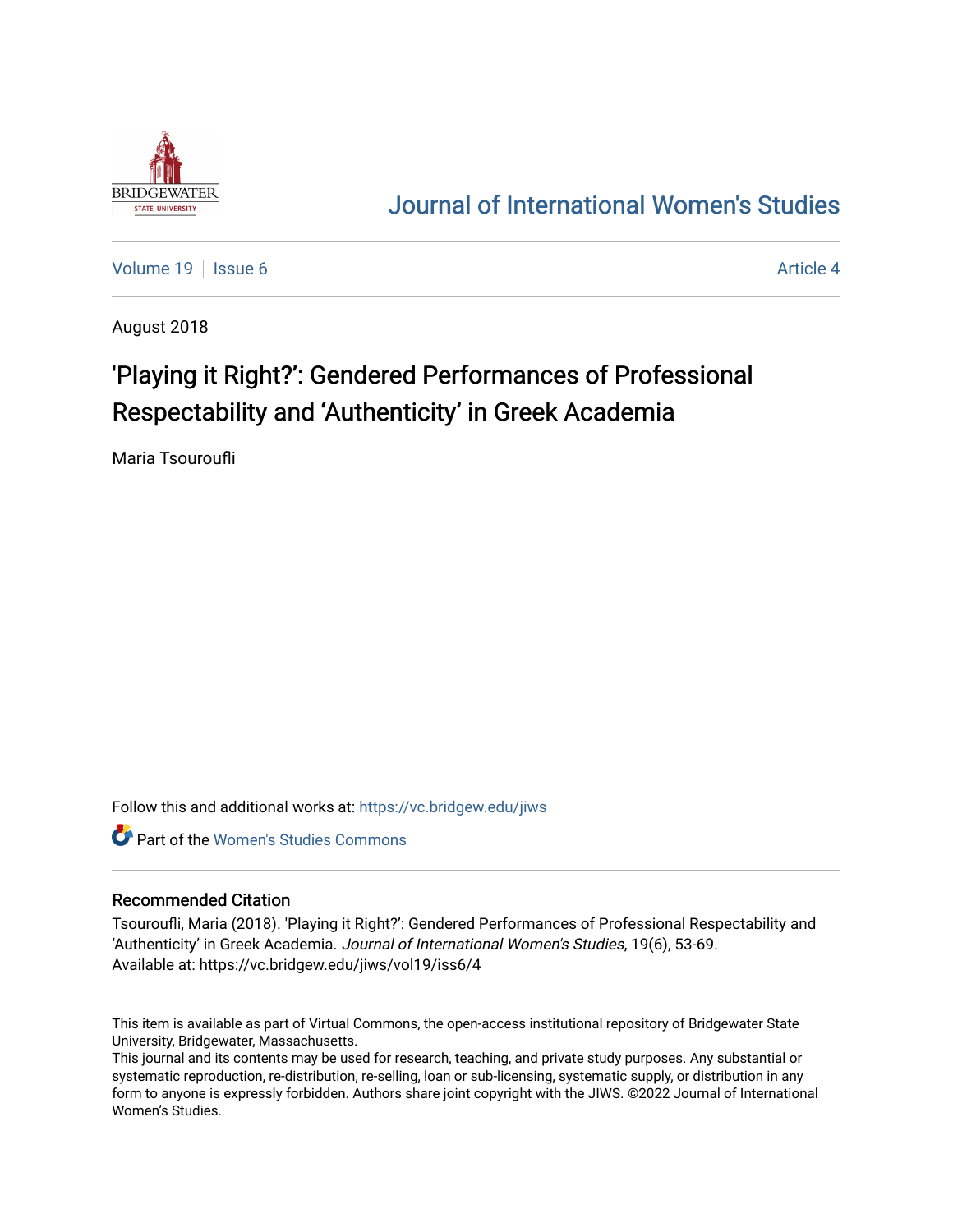# Journal of International Women's Studies

Volume 19 | Issue 6 | Article 4

August 2018

## 'Playing it Right?': Gendered Performances of Professional Respectability and 'Authenticity' in Greek Academia

Maria Tsouroufli

Follow this and additional works at: https://vc.bridgew.edu/jiws

Part of the Women's Studies Commons

### Recommended Citation

Tsouroufli, Maria (2018). 'Playing it Right?': Gendered Performances of Professional Respectability and 'Authenticity' in Greek Academia. *Journal of International Women's Studies*, 19(6), 53-69.
Available at: https://vc.bridgew.edu/jiws/vol19/iss6/4

This item is available as part of Virtual Commons, the open-access institutional repository of Bridgewater State University, Bridgewater, Massachusetts.
This journal and its contents may be used for research, teaching, and private study purposes. Any substantial or systematic reproduction, re-distribution, re-selling, loan or sub-licensing, systematic supply, or distribution in any form to anyone is expressly forbidden. Authors share joint copyright with the JIWS. ©2022 Journal of International Women's Studies.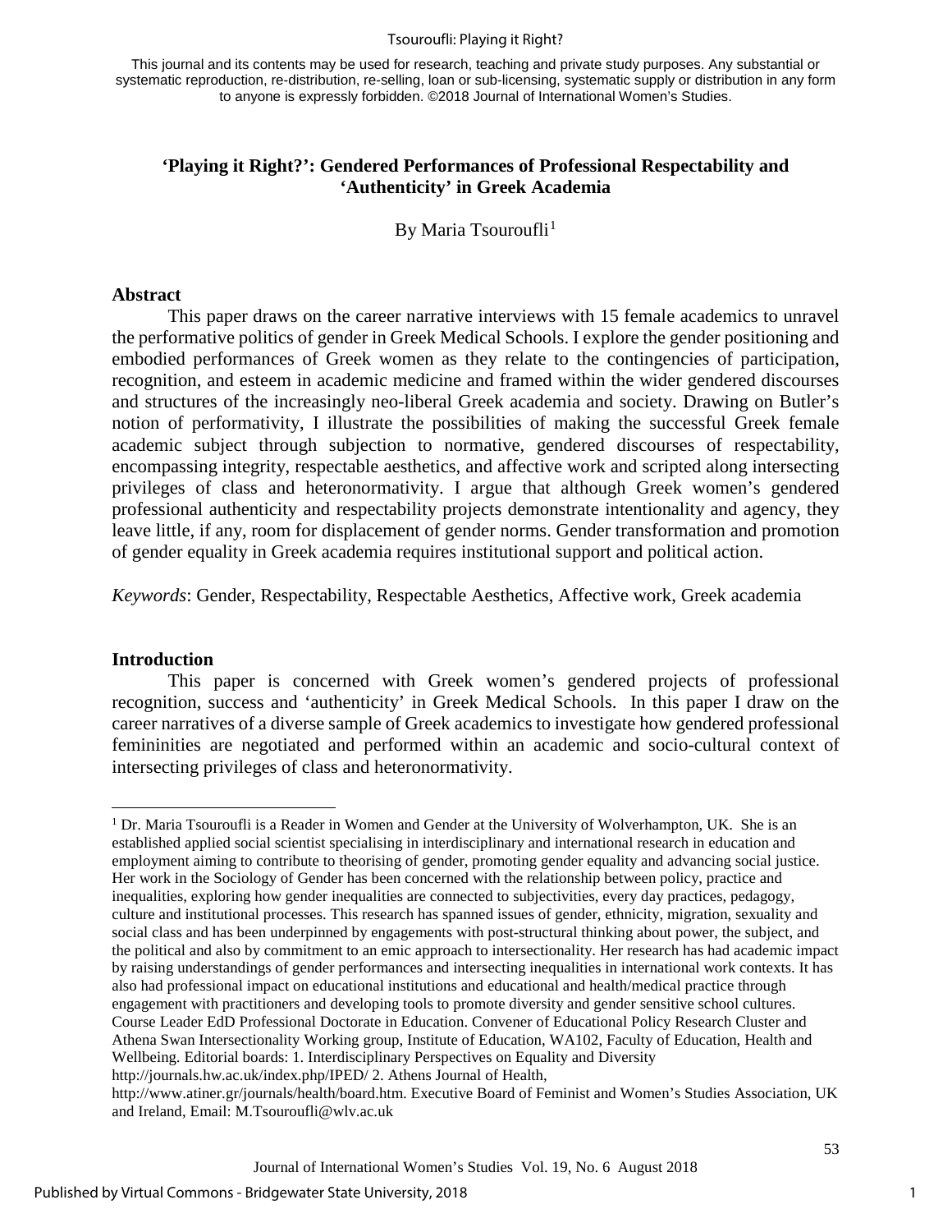This journal and its contents may be used for research, teaching and private study purposes. Any substantial or systematic reproduction, re-distribution, re-selling, loan or sub-licensing, systematic supply or distribution in any form to anyone is expressly forbidden. ©2018 Journal of International Women's Studies.

# 'Playing it Right?': Gendered Performances of Professional Respectability and 'Authenticity' in Greek Academia

By Maria Tsouroufli[1]

## Abstract

This paper draws on the career narrative interviews with 15 female academics to unravel the performative politics of gender in Greek Medical Schools. I explore the gender positioning and embodied performances of Greek women as they relate to the contingencies of participation, recognition, and esteem in academic medicine and framed within the wider gendered discourses and structures of the increasingly neo-liberal Greek academia and society. Drawing on Butler's notion of performativity, I illustrate the possibilities of making the successful Greek female academic subject through subjection to normative, gendered discourses of respectability, encompassing integrity, respectable aesthetics, and affective work and scripted along intersecting privileges of class and heteronormativity. I argue that although Greek women's gendered professional authenticity and respectability projects demonstrate intentionality and agency, they leave little, if any, room for displacement of gender norms. Gender transformation and promotion of gender equality in Greek academia requires institutional support and political action.

*Keywords*: Gender, Respectability, Respectable Aesthetics, Affective work, Greek academia

## Introduction

This paper is concerned with Greek women's gendered projects of professional recognition, success and 'authenticity' in Greek Medical Schools. In this paper I draw on the career narratives of a diverse sample of Greek academics to investigate how gendered professional femininities are negotiated and performed within an academic and socio-cultural context of intersecting privileges of class and heteronormativity.

---

[1] Dr. Maria Tsouroufli is a Reader in Women and Gender at the University of Wolverhampton, UK. She is an established applied social scientist specialising in interdisciplinary and international research in education and employment aiming to contribute to theorising of gender, promoting gender equality and advancing social justice. Her work in the Sociology of Gender has been concerned with the relationship between policy, practice and inequalities, exploring how gender inequalities are connected to subjectivities, every day practices, pedagogy, culture and institutional processes. This research has spanned issues of gender, ethnicity, migration, sexuality and social class and has been underpinned by engagements with post-structural thinking about power, the subject, and the political and also by commitment to an emic approach to intersectionality. Her research has had academic impact by raising understandings of gender performances and intersecting inequalities in international work contexts. It has also had professional impact on educational institutions and educational and health/medical practice through engagement with practitioners and developing tools to promote diversity and gender sensitive school cultures. Course Leader EdD Professional Doctorate in Education. Convener of Educational Policy Research Cluster and Athena Swan Intersectionality Working group, Institute of Education, WA102, Faculty of Education, Health and Wellbeing. Editorial boards: 1. Interdisciplinary Perspectives on Equality and Diversity http://journals.hw.ac.uk/index.php/IPED/ 2. Athens Journal of Health, http://www.atiner.gr/journals/health/board.htm. Executive Board of Feminist and Women's Studies Association, UK and Ireland, Email: M.Tsouroufli@wlv.ac.uk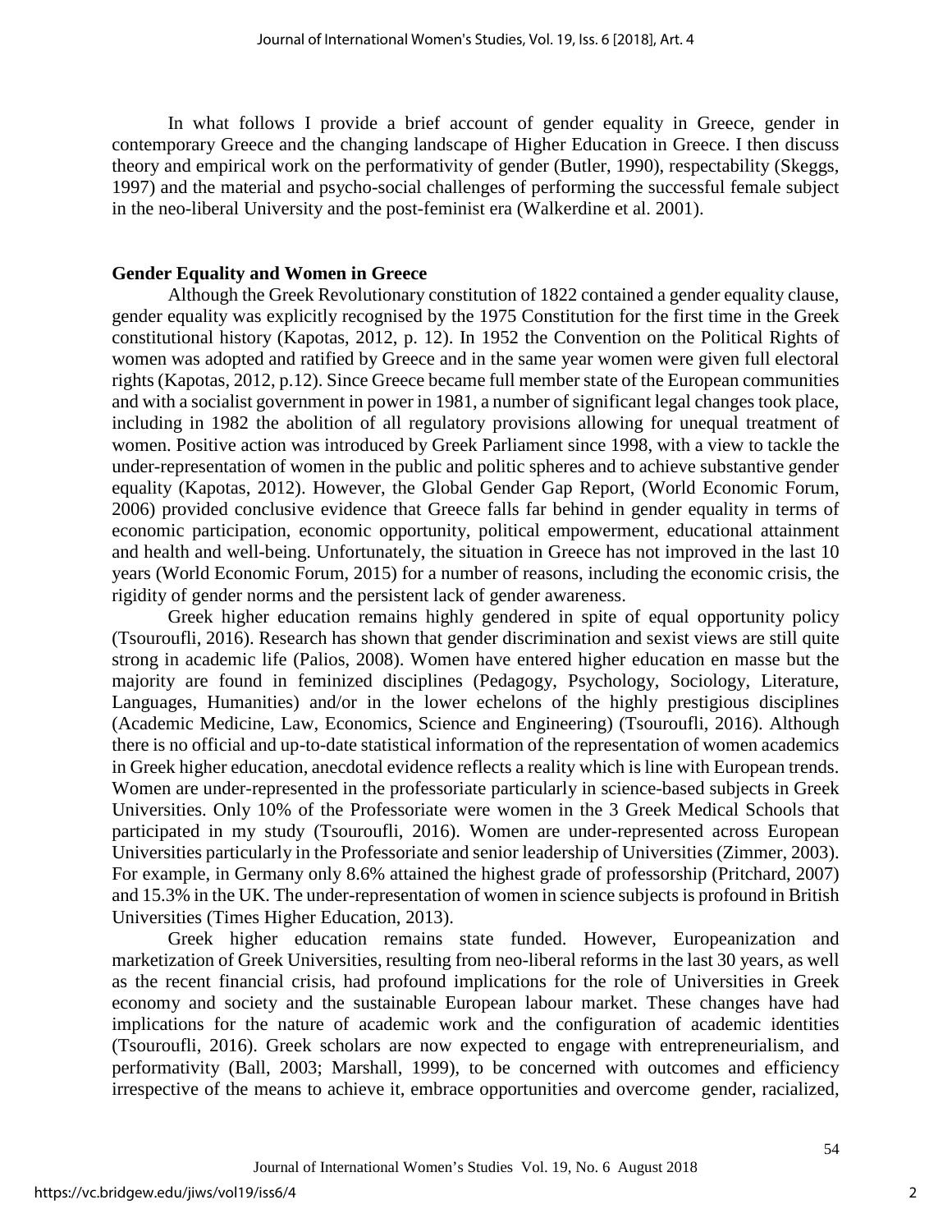In what follows I provide a brief account of gender equality in Greece, gender in contemporary Greece and the changing landscape of Higher Education in Greece. I then discuss theory and empirical work on the performativity of gender (Butler, 1990), respectability (Skeggs, 1997) and the material and psycho-social challenges of performing the successful female subject in the neo-liberal University and the post-feminist era (Walkerdine et al. 2001).

## Gender Equality and Women in Greece

Although the Greek Revolutionary constitution of 1822 contained a gender equality clause, gender equality was explicitly recognised by the 1975 Constitution for the first time in the Greek constitutional history (Kapotas, 2012, p. 12). In 1952 the Convention on the Political Rights of women was adopted and ratified by Greece and in the same year women were given full electoral rights (Kapotas, 2012, p.12). Since Greece became full member state of the European communities and with a socialist government in power in 1981, a number of significant legal changes took place, including in 1982 the abolition of all regulatory provisions allowing for unequal treatment of women. Positive action was introduced by Greek Parliament since 1998, with a view to tackle the under-representation of women in the public and politic spheres and to achieve substantive gender equality (Kapotas, 2012). However, the Global Gender Gap Report, (World Economic Forum, 2006) provided conclusive evidence that Greece falls far behind in gender equality in terms of economic participation, economic opportunity, political empowerment, educational attainment and health and well-being. Unfortunately, the situation in Greece has not improved in the last 10 years (World Economic Forum, 2015) for a number of reasons, including the economic crisis, the rigidity of gender norms and the persistent lack of gender awareness.

Greek higher education remains highly gendered in spite of equal opportunity policy (Tsouroufli, 2016). Research has shown that gender discrimination and sexist views are still quite strong in academic life (Palios, 2008). Women have entered higher education en masse but the majority are found in feminized disciplines (Pedagogy, Psychology, Sociology, Literature, Languages, Humanities) and/or in the lower echelons of the highly prestigious disciplines (Academic Medicine, Law, Economics, Science and Engineering) (Tsouroufli, 2016). Although there is no official and up-to-date statistical information of the representation of women academics in Greek higher education, anecdotal evidence reflects a reality which is line with European trends. Women are under-represented in the professoriate particularly in science-based subjects in Greek Universities. Only 10% of the Professoriate were women in the 3 Greek Medical Schools that participated in my study (Tsouroufli, 2016). Women are under-represented across European Universities particularly in the Professoriate and senior leadership of Universities (Zimmer, 2003). For example, in Germany only 8.6% attained the highest grade of professorship (Pritchard, 2007) and 15.3% in the UK. The under-representation of women in science subjects is profound in British Universities (Times Higher Education, 2013).

Greek higher education remains state funded. However, Europeanization and marketization of Greek Universities, resulting from neo-liberal reforms in the last 30 years, as well as the recent financial crisis, had profound implications for the role of Universities in Greek economy and society and the sustainable European labour market. These changes have had implications for the nature of academic work and the configuration of academic identities (Tsouroufli, 2016). Greek scholars are now expected to engage with entrepreneurialism, and performativity (Ball, 2003; Marshall, 1999), to be concerned with outcomes and efficiency irrespective of the means to achieve it, embrace opportunities and overcome gender, racialized,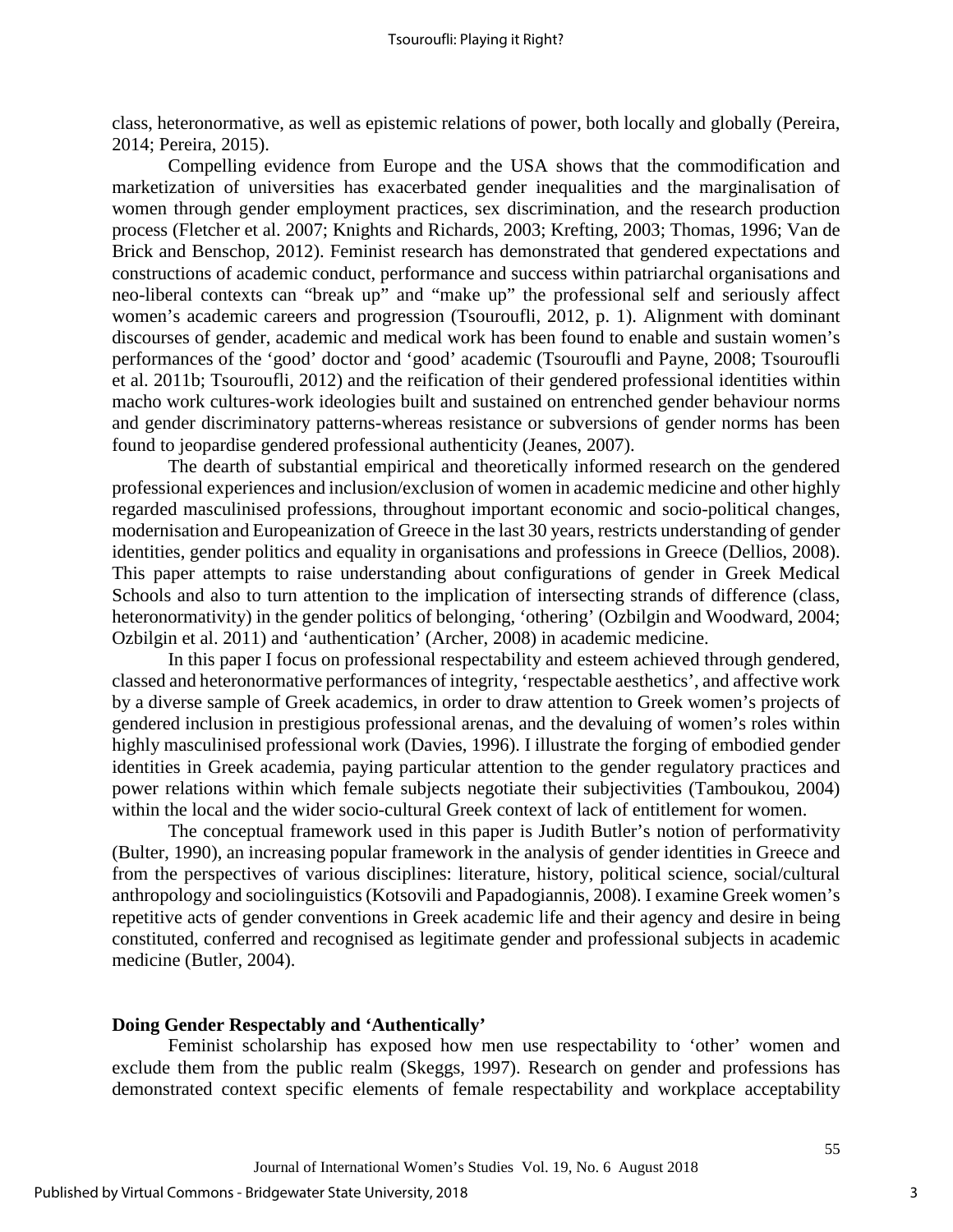class, heteronormative, as well as epistemic relations of power, both locally and globally (Pereira, 2014; Pereira, 2015).

Compelling evidence from Europe and the USA shows that the commodification and marketization of universities has exacerbated gender inequalities and the marginalisation of women through gender employment practices, sex discrimination, and the research production process (Fletcher et al. 2007; Knights and Richards, 2003; Krefting, 2003; Thomas, 1996; Van de Brick and Benschop, 2012). Feminist research has demonstrated that gendered expectations and constructions of academic conduct, performance and success within patriarchal organisations and neo-liberal contexts can "break up" and "make up" the professional self and seriously affect women's academic careers and progression (Tsouroufli, 2012, p. 1). Alignment with dominant discourses of gender, academic and medical work has been found to enable and sustain women's performances of the 'good' doctor and 'good' academic (Tsouroufli and Payne, 2008; Tsouroufli et al. 2011b; Tsouroufli, 2012) and the reification of their gendered professional identities within macho work cultures-work ideologies built and sustained on entrenched gender behaviour norms and gender discriminatory patterns-whereas resistance or subversions of gender norms has been found to jeopardise gendered professional authenticity (Jeanes, 2007).

The dearth of substantial empirical and theoretically informed research on the gendered professional experiences and inclusion/exclusion of women in academic medicine and other highly regarded masculinised professions, throughout important economic and socio-political changes, modernisation and Europeanization of Greece in the last 30 years, restricts understanding of gender identities, gender politics and equality in organisations and professions in Greece (Dellios, 2008). This paper attempts to raise understanding about configurations of gender in Greek Medical Schools and also to turn attention to the implication of intersecting strands of difference (class, heteronormativity) in the gender politics of belonging, 'othering' (Ozbilgin and Woodward, 2004; Ozbilgin et al. 2011) and 'authentication' (Archer, 2008) in academic medicine.

In this paper I focus on professional respectability and esteem achieved through gendered, classed and heteronormative performances of integrity, 'respectable aesthetics', and affective work by a diverse sample of Greek academics, in order to draw attention to Greek women's projects of gendered inclusion in prestigious professional arenas, and the devaluing of women's roles within highly masculinised professional work (Davies, 1996). I illustrate the forging of embodied gender identities in Greek academia, paying particular attention to the gender regulatory practices and power relations within which female subjects negotiate their subjectivities (Tamboukou, 2004) within the local and the wider socio-cultural Greek context of lack of entitlement for women.

The conceptual framework used in this paper is Judith Butler's notion of performativity (Bulter, 1990), an increasing popular framework in the analysis of gender identities in Greece and from the perspectives of various disciplines: literature, history, political science, social/cultural anthropology and sociolinguistics (Kotsovili and Papadogiannis, 2008). I examine Greek women's repetitive acts of gender conventions in Greek academic life and their agency and desire in being constituted, conferred and recognised as legitimate gender and professional subjects in academic medicine (Butler, 2004).

## Doing Gender Respectably and 'Authentically'

Feminist scholarship has exposed how men use respectability to 'other' women and exclude them from the public realm (Skeggs, 1997). Research on gender and professions has demonstrated context specific elements of female respectability and workplace acceptability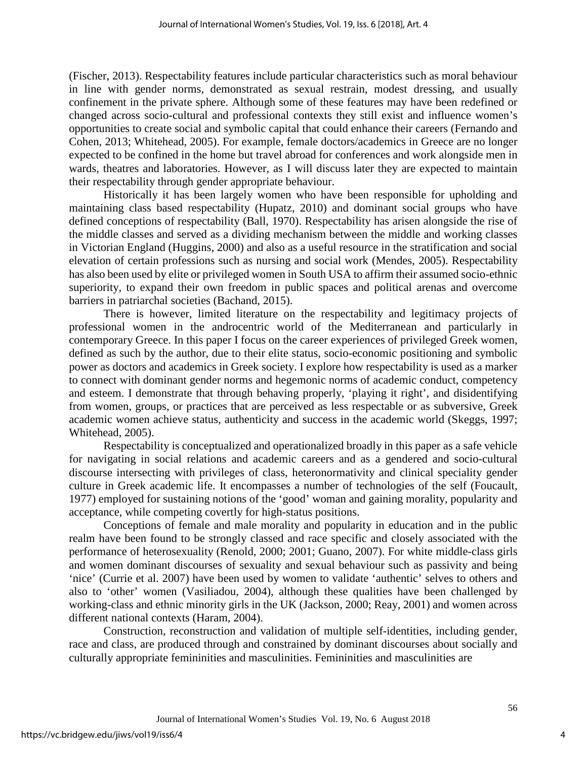(Fischer, 2013). Respectability features include particular characteristics such as moral behaviour in line with gender norms, demonstrated as sexual restrain, modest dressing, and usually confinement in the private sphere. Although some of these features may have been redefined or changed across socio-cultural and professional contexts they still exist and influence women's opportunities to create social and symbolic capital that could enhance their careers (Fernando and Cohen, 2013; Whitehead, 2005). For example, female doctors/academics in Greece are no longer expected to be confined in the home but travel abroad for conferences and work alongside men in wards, theatres and laboratories. However, as I will discuss later they are expected to maintain their respectability through gender appropriate behaviour.

Historically it has been largely women who have been responsible for upholding and maintaining class based respectability (Hupatz, 2010) and dominant social groups who have defined conceptions of respectability (Ball, 1970). Respectability has arisen alongside the rise of the middle classes and served as a dividing mechanism between the middle and working classes in Victorian England (Huggins, 2000) and also as a useful resource in the stratification and social elevation of certain professions such as nursing and social work (Mendes, 2005). Respectability has also been used by elite or privileged women in South USA to affirm their assumed socio-ethnic superiority, to expand their own freedom in public spaces and political arenas and overcome barriers in patriarchal societies (Bachand, 2015).

There is however, limited literature on the respectability and legitimacy projects of professional women in the androcentric world of the Mediterranean and particularly in contemporary Greece. In this paper I focus on the career experiences of privileged Greek women, defined as such by the author, due to their elite status, socio-economic positioning and symbolic power as doctors and academics in Greek society. I explore how respectability is used as a marker to connect with dominant gender norms and hegemonic norms of academic conduct, competency and esteem. I demonstrate that through behaving properly, 'playing it right', and disidentifying from women, groups, or practices that are perceived as less respectable or as subversive, Greek academic women achieve status, authenticity and success in the academic world (Skeggs, 1997; Whitehead, 2005).

Respectability is conceptualized and operationalized broadly in this paper as a safe vehicle for navigating in social relations and academic careers and as a gendered and socio-cultural discourse intersecting with privileges of class, heteronormativity and clinical speciality gender culture in Greek academic life. It encompasses a number of technologies of the self (Foucault, 1977) employed for sustaining notions of the 'good' woman and gaining morality, popularity and acceptance, while competing covertly for high-status positions.

Conceptions of female and male morality and popularity in education and in the public realm have been found to be strongly classed and race specific and closely associated with the performance of heterosexuality (Renold, 2000; 2001; Guano, 2007). For white middle-class girls and women dominant discourses of sexuality and sexual behaviour such as passivity and being 'nice' (Currie et al. 2007) have been used by women to validate 'authentic' selves to others and also to 'other' women (Vasiliadou, 2004), although these qualities have been challenged by working-class and ethnic minority girls in the UK (Jackson, 2000; Reay, 2001) and women across different national contexts (Haram, 2004).

Construction, reconstruction and validation of multiple self-identities, including gender, race and class, are produced through and constrained by dominant discourses about socially and culturally appropriate femininities and masculinities. Femininities and masculinities are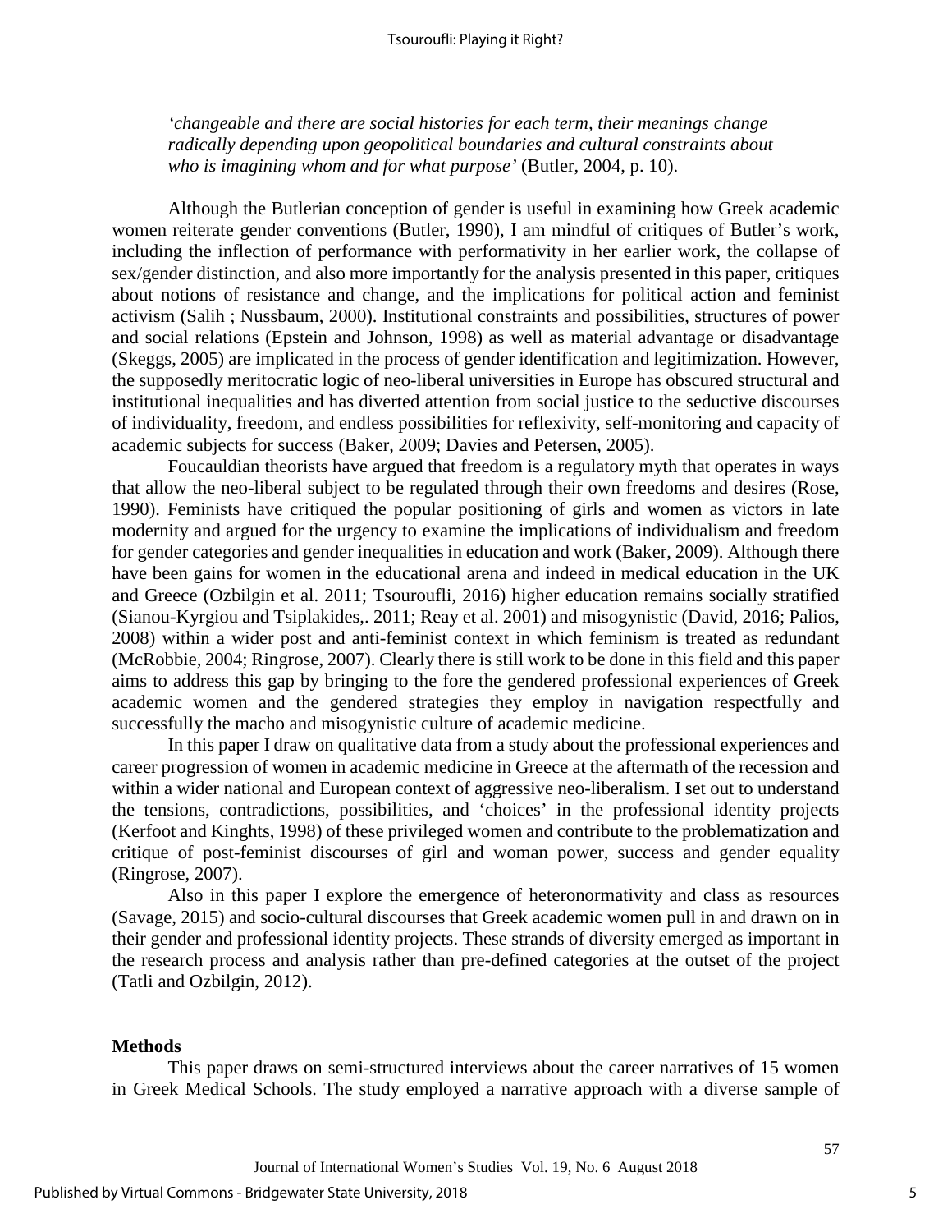*'changeable and there are social histories for each term, their meanings change radically depending upon geopolitical boundaries and cultural constraints about who is imagining whom and for what purpose'* (Butler, 2004, p. 10).

Although the Butlerian conception of gender is useful in examining how Greek academic women reiterate gender conventions (Butler, 1990), I am mindful of critiques of Butler's work, including the inflection of performance with performativity in her earlier work, the collapse of sex/gender distinction, and also more importantly for the analysis presented in this paper, critiques about notions of resistance and change, and the implications for political action and feminist activism (Salih ; Nussbaum, 2000). Institutional constraints and possibilities, structures of power and social relations (Epstein and Johnson, 1998) as well as material advantage or disadvantage (Skeggs, 2005) are implicated in the process of gender identification and legitimization. However, the supposedly meritocratic logic of neo-liberal universities in Europe has obscured structural and institutional inequalities and has diverted attention from social justice to the seductive discourses of individuality, freedom, and endless possibilities for reflexivity, self-monitoring and capacity of academic subjects for success (Baker, 2009; Davies and Petersen, 2005).

Foucauldian theorists have argued that freedom is a regulatory myth that operates in ways that allow the neo-liberal subject to be regulated through their own freedoms and desires (Rose, 1990). Feminists have critiqued the popular positioning of girls and women as victors in late modernity and argued for the urgency to examine the implications of individualism and freedom for gender categories and gender inequalities in education and work (Baker, 2009). Although there have been gains for women in the educational arena and indeed in medical education in the UK and Greece (Ozbilgin et al. 2011; Tsouroufli, 2016) higher education remains socially stratified (Sianou-Kyrgiou and Tsiplakides,. 2011; Reay et al. 2001) and misogynistic (David, 2016; Palios, 2008) within a wider post and anti-feminist context in which feminism is treated as redundant (McRobbie, 2004; Ringrose, 2007). Clearly there is still work to be done in this field and this paper aims to address this gap by bringing to the fore the gendered professional experiences of Greek academic women and the gendered strategies they employ in navigation respectfully and successfully the macho and misogynistic culture of academic medicine.

In this paper I draw on qualitative data from a study about the professional experiences and career progression of women in academic medicine in Greece at the aftermath of the recession and within a wider national and European context of aggressive neo-liberalism. I set out to understand the tensions, contradictions, possibilities, and 'choices' in the professional identity projects (Kerfoot and Kinghts, 1998) of these privileged women and contribute to the problematization and critique of post-feminist discourses of girl and woman power, success and gender equality (Ringrose, 2007).

Also in this paper I explore the emergence of heteronormativity and class as resources (Savage, 2015) and socio-cultural discourses that Greek academic women pull in and drawn on in their gender and professional identity projects. These strands of diversity emerged as important in the research process and analysis rather than pre-defined categories at the outset of the project (Tatli and Ozbilgin, 2012).

## Methods

This paper draws on semi-structured interviews about the career narratives of 15 women in Greek Medical Schools. The study employed a narrative approach with a diverse sample of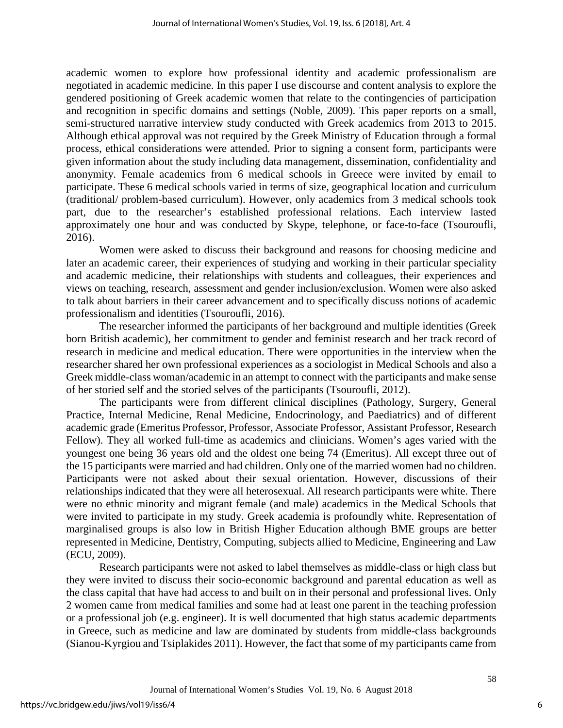academic women to explore how professional identity and academic professionalism are negotiated in academic medicine. In this paper I use discourse and content analysis to explore the gendered positioning of Greek academic women that relate to the contingencies of participation and recognition in specific domains and settings (Noble, 2009). This paper reports on a small, semi-structured narrative interview study conducted with Greek academics from 2013 to 2015. Although ethical approval was not required by the Greek Ministry of Education through a formal process, ethical considerations were attended. Prior to signing a consent form, participants were given information about the study including data management, dissemination, confidentiality and anonymity. Female academics from 6 medical schools in Greece were invited by email to participate. These 6 medical schools varied in terms of size, geographical location and curriculum (traditional/ problem-based curriculum). However, only academics from 3 medical schools took part, due to the researcher's established professional relations. Each interview lasted approximately one hour and was conducted by Skype, telephone, or face-to-face (Tsouroufli, 2016).

Women were asked to discuss their background and reasons for choosing medicine and later an academic career, their experiences of studying and working in their particular speciality and academic medicine, their relationships with students and colleagues, their experiences and views on teaching, research, assessment and gender inclusion/exclusion. Women were also asked to talk about barriers in their career advancement and to specifically discuss notions of academic professionalism and identities (Tsouroufli, 2016).

The researcher informed the participants of her background and multiple identities (Greek born British academic), her commitment to gender and feminist research and her track record of research in medicine and medical education. There were opportunities in the interview when the researcher shared her own professional experiences as a sociologist in Medical Schools and also a Greek middle-class woman/academic in an attempt to connect with the participants and make sense of her storied self and the storied selves of the participants (Tsouroufli, 2012).

The participants were from different clinical disciplines (Pathology, Surgery, General Practice, Internal Medicine, Renal Medicine, Endocrinology, and Paediatrics) and of different academic grade (Emeritus Professor, Professor, Associate Professor, Assistant Professor, Research Fellow). They all worked full-time as academics and clinicians. Women's ages varied with the youngest one being 36 years old and the oldest one being 74 (Emeritus). All except three out of the 15 participants were married and had children. Only one of the married women had no children. Participants were not asked about their sexual orientation. However, discussions of their relationships indicated that they were all heterosexual. All research participants were white. There were no ethnic minority and migrant female (and male) academics in the Medical Schools that were invited to participate in my study. Greek academia is profoundly white. Representation of marginalised groups is also low in British Higher Education although BME groups are better represented in Medicine, Dentistry, Computing, subjects allied to Medicine, Engineering and Law (ECU, 2009).

Research participants were not asked to label themselves as middle-class or high class but they were invited to discuss their socio-economic background and parental education as well as the class capital that have had access to and built on in their personal and professional lives. Only 2 women came from medical families and some had at least one parent in the teaching profession or a professional job (e.g. engineer). It is well documented that high status academic departments in Greece, such as medicine and law are dominated by students from middle-class backgrounds (Sianou-Kyrgiou and Tsiplakides 2011). However, the fact that some of my participants came from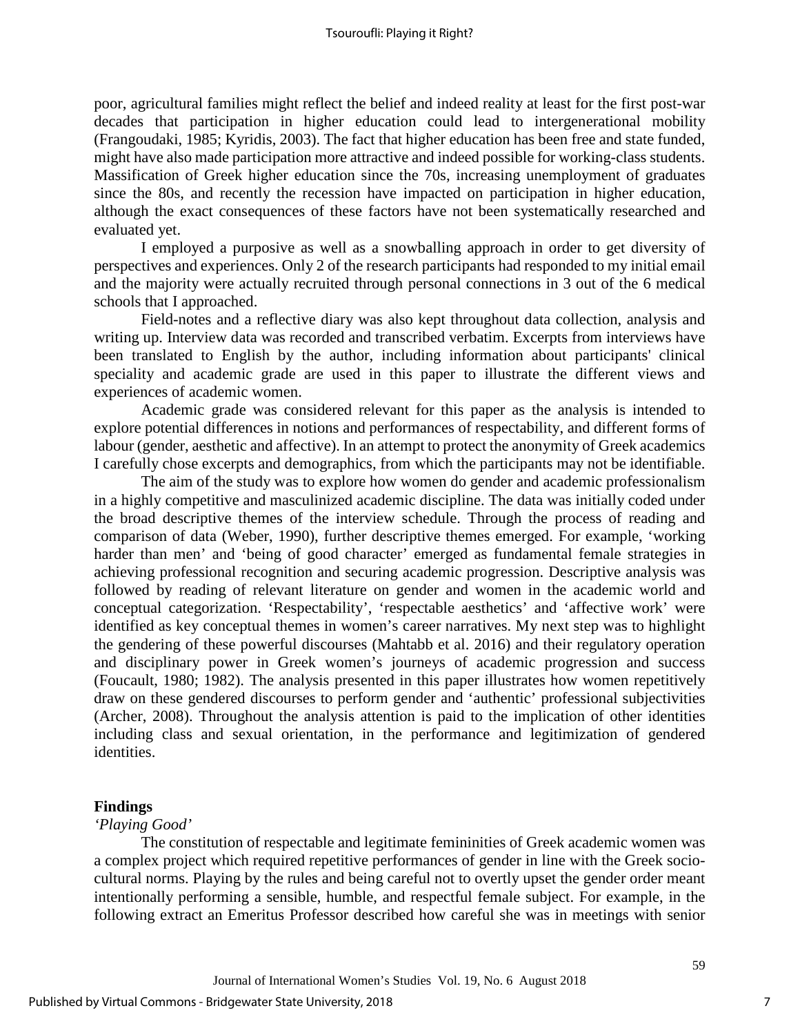poor, agricultural families might reflect the belief and indeed reality at least for the first post-war decades that participation in higher education could lead to intergenerational mobility (Frangoudaki, 1985; Kyridis, 2003). The fact that higher education has been free and state funded, might have also made participation more attractive and indeed possible for working-class students. Massification of Greek higher education since the 70s, increasing unemployment of graduates since the 80s, and recently the recession have impacted on participation in higher education, although the exact consequences of these factors have not been systematically researched and evaluated yet.

I employed a purposive as well as a snowballing approach in order to get diversity of perspectives and experiences. Only 2 of the research participants had responded to my initial email and the majority were actually recruited through personal connections in 3 out of the 6 medical schools that I approached.

Field-notes and a reflective diary was also kept throughout data collection, analysis and writing up. Interview data was recorded and transcribed verbatim. Excerpts from interviews have been translated to English by the author, including information about participants' clinical speciality and academic grade are used in this paper to illustrate the different views and experiences of academic women.

Academic grade was considered relevant for this paper as the analysis is intended to explore potential differences in notions and performances of respectability, and different forms of labour (gender, aesthetic and affective). In an attempt to protect the anonymity of Greek academics I carefully chose excerpts and demographics, from which the participants may not be identifiable.

The aim of the study was to explore how women do gender and academic professionalism in a highly competitive and masculinized academic discipline. The data was initially coded under the broad descriptive themes of the interview schedule. Through the process of reading and comparison of data (Weber, 1990), further descriptive themes emerged. For example, 'working harder than men' and 'being of good character' emerged as fundamental female strategies in achieving professional recognition and securing academic progression. Descriptive analysis was followed by reading of relevant literature on gender and women in the academic world and conceptual categorization. 'Respectability', 'respectable aesthetics' and 'affective work' were identified as key conceptual themes in women's career narratives. My next step was to highlight the gendering of these powerful discourses (Mahtabb et al. 2016) and their regulatory operation and disciplinary power in Greek women's journeys of academic progression and success (Foucault, 1980; 1982). The analysis presented in this paper illustrates how women repetitively draw on these gendered discourses to perform gender and 'authentic' professional subjectivities (Archer, 2008). Throughout the analysis attention is paid to the implication of other identities including class and sexual orientation, in the performance and legitimization of gendered identities.

## Findings

*'Playing Good'*

The constitution of respectable and legitimate femininities of Greek academic women was a complex project which required repetitive performances of gender in line with the Greek socio-cultural norms. Playing by the rules and being careful not to overtly upset the gender order meant intentionally performing a sensible, humble, and respectful female subject. For example, in the following extract an Emeritus Professor described how careful she was in meetings with senior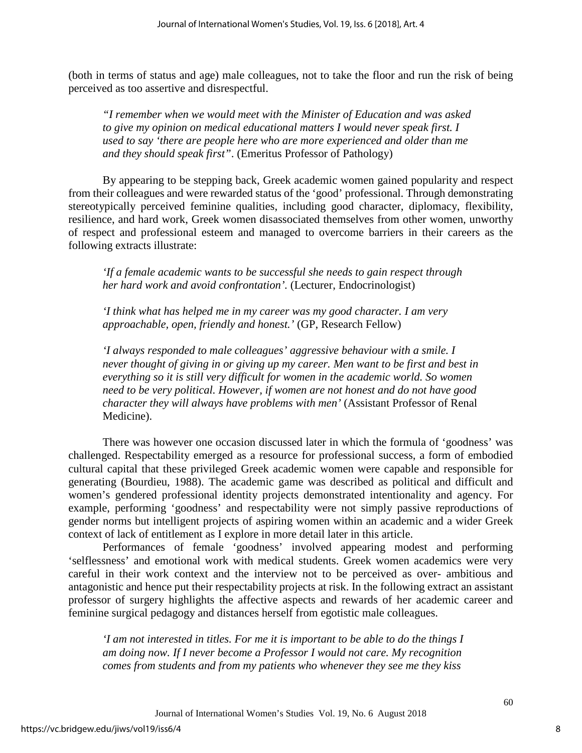(both in terms of status and age) male colleagues, not to take the floor and run the risk of being perceived as too assertive and disrespectful.

> *"I remember when we would meet with the Minister of Education and was asked to give my opinion on medical educational matters I would never speak first. I used to say 'there are people here who are more experienced and older than me and they should speak first"*. (Emeritus Professor of Pathology)

By appearing to be stepping back, Greek academic women gained popularity and respect from their colleagues and were rewarded status of the 'good' professional. Through demonstrating stereotypically perceived feminine qualities, including good character, diplomacy, flexibility, resilience, and hard work, Greek women disassociated themselves from other women, unworthy of respect and professional esteem and managed to overcome barriers in their careers as the following extracts illustrate:

> *'If a female academic wants to be successful she needs to gain respect through her hard work and avoid confrontation'.* (Lecturer, Endocrinologist)

> *'I think what has helped me in my career was my good character. I am very approachable, open, friendly and honest.'* (GP, Research Fellow)

> *'I always responded to male colleagues' aggressive behaviour with a smile. I never thought of giving in or giving up my career. Men want to be first and best in everything so it is still very difficult for women in the academic world. So women need to be very political. However, if women are not honest and do not have good character they will always have problems with men'* (Assistant Professor of Renal Medicine).

There was however one occasion discussed later in which the formula of 'goodness' was challenged. Respectability emerged as a resource for professional success, a form of embodied cultural capital that these privileged Greek academic women were capable and responsible for generating (Bourdieu, 1988). The academic game was described as political and difficult and women's gendered professional identity projects demonstrated intentionality and agency. For example, performing 'goodness' and respectability were not simply passive reproductions of gender norms but intelligent projects of aspiring women within an academic and a wider Greek context of lack of entitlement as I explore in more detail later in this article.

Performances of female 'goodness' involved appearing modest and performing 'selflessness' and emotional work with medical students. Greek women academics were very careful in their work context and the interview not to be perceived as over- ambitious and antagonistic and hence put their respectability projects at risk. In the following extract an assistant professor of surgery highlights the affective aspects and rewards of her academic career and feminine surgical pedagogy and distances herself from egotistic male colleagues.

> *'I am not interested in titles. For me it is important to be able to do the things I am doing now. If I never become a Professor I would not care. My recognition comes from students and from my patients who whenever they see me they kiss*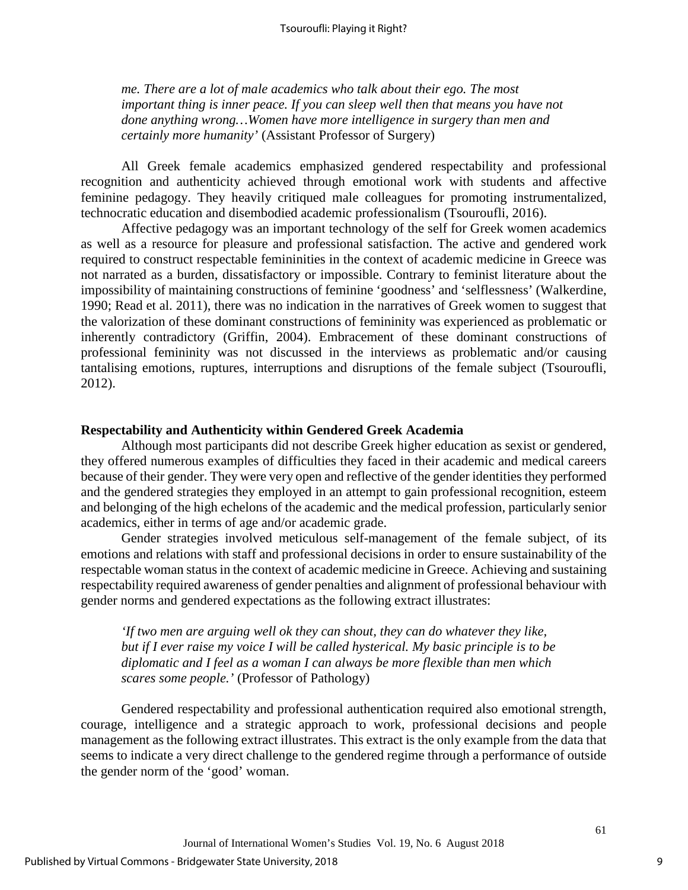*me. There are a lot of male academics who talk about their ego. The most important thing is inner peace. If you can sleep well then that means you have not done anything wrong…Women have more intelligence in surgery than men and certainly more humanity'* (Assistant Professor of Surgery)

All Greek female academics emphasized gendered respectability and professional recognition and authenticity achieved through emotional work with students and affective feminine pedagogy. They heavily critiqued male colleagues for promoting instrumentalized, technocratic education and disembodied academic professionalism (Tsouroufli, 2016).

Affective pedagogy was an important technology of the self for Greek women academics as well as a resource for pleasure and professional satisfaction. The active and gendered work required to construct respectable femininities in the context of academic medicine in Greece was not narrated as a burden, dissatisfactory or impossible. Contrary to feminist literature about the impossibility of maintaining constructions of feminine 'goodness' and 'selflessness' (Walkerdine, 1990; Read et al. 2011), there was no indication in the narratives of Greek women to suggest that the valorization of these dominant constructions of femininity was experienced as problematic or inherently contradictory (Griffin, 2004). Embracement of these dominant constructions of professional femininity was not discussed in the interviews as problematic and/or causing tantalising emotions, ruptures, interruptions and disruptions of the female subject (Tsouroufli, 2012).

## Respectability and Authenticity within Gendered Greek Academia

Although most participants did not describe Greek higher education as sexist or gendered, they offered numerous examples of difficulties they faced in their academic and medical careers because of their gender. They were very open and reflective of the gender identities they performed and the gendered strategies they employed in an attempt to gain professional recognition, esteem and belonging of the high echelons of the academic and the medical profession, particularly senior academics, either in terms of age and/or academic grade.

Gender strategies involved meticulous self-management of the female subject, of its emotions and relations with staff and professional decisions in order to ensure sustainability of the respectable woman status in the context of academic medicine in Greece. Achieving and sustaining respectability required awareness of gender penalties and alignment of professional behaviour with gender norms and gendered expectations as the following extract illustrates:

> *'If two men are arguing well ok they can shout, they can do whatever they like, but if I ever raise my voice I will be called hysterical. My basic principle is to be diplomatic and I feel as a woman I can always be more flexible than men which scares some people.'* (Professor of Pathology)

Gendered respectability and professional authentication required also emotional strength, courage, intelligence and a strategic approach to work, professional decisions and people management as the following extract illustrates. This extract is the only example from the data that seems to indicate a very direct challenge to the gendered regime through a performance of outside the gender norm of the 'good' woman.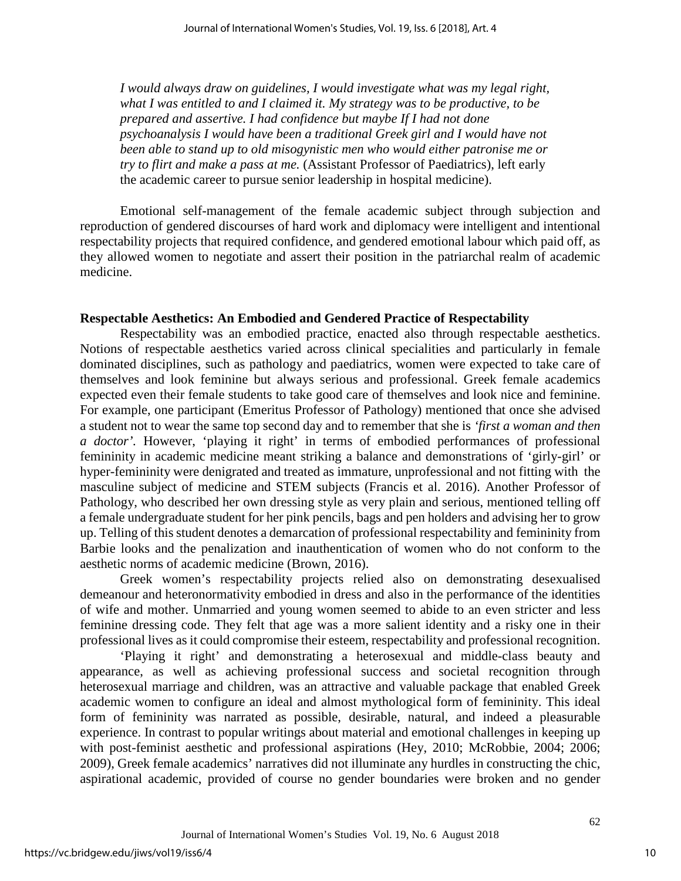*I would always draw on guidelines, I would investigate what was my legal right, what I was entitled to and I claimed it. My strategy was to be productive, to be prepared and assertive. I had confidence but maybe If I had not done psychoanalysis I would have been a traditional Greek girl and I would have not been able to stand up to old misogynistic men who would either patronise me or try to flirt and make a pass at me.* (Assistant Professor of Paediatrics), left early the academic career to pursue senior leadership in hospital medicine).

Emotional self-management of the female academic subject through subjection and reproduction of gendered discourses of hard work and diplomacy were intelligent and intentional respectability projects that required confidence, and gendered emotional labour which paid off, as they allowed women to negotiate and assert their position in the patriarchal realm of academic medicine.

**Respectable Aesthetics: An Embodied and Gendered Practice of Respectability**

Respectability was an embodied practice, enacted also through respectable aesthetics. Notions of respectable aesthetics varied across clinical specialities and particularly in female dominated disciplines, such as pathology and paediatrics, women were expected to take care of themselves and look feminine but always serious and professional. Greek female academics expected even their female students to take good care of themselves and look nice and feminine. For example, one participant (Emeritus Professor of Pathology) mentioned that once she advised a student not to wear the same top second day and to remember that she is *'first a woman and then a doctor'*. However, 'playing it right' in terms of embodied performances of professional femininity in academic medicine meant striking a balance and demonstrations of 'girly-girl' or hyper-femininity were denigrated and treated as immature, unprofessional and not fitting with the masculine subject of medicine and STEM subjects (Francis et al. 2016). Another Professor of Pathology, who described her own dressing style as very plain and serious, mentioned telling off a female undergraduate student for her pink pencils, bags and pen holders and advising her to grow up. Telling of this student denotes a demarcation of professional respectability and femininity from Barbie looks and the penalization and inauthentication of women who do not conform to the aesthetic norms of academic medicine (Brown, 2016).

Greek women's respectability projects relied also on demonstrating desexualised demeanour and heteronormativity embodied in dress and also in the performance of the identities of wife and mother. Unmarried and young women seemed to abide to an even stricter and less feminine dressing code. They felt that age was a more salient identity and a risky one in their professional lives as it could compromise their esteem, respectability and professional recognition.

'Playing it right' and demonstrating a heterosexual and middle-class beauty and appearance, as well as achieving professional success and societal recognition through heterosexual marriage and children, was an attractive and valuable package that enabled Greek academic women to configure an ideal and almost mythological form of femininity. This ideal form of femininity was narrated as possible, desirable, natural, and indeed a pleasurable experience. In contrast to popular writings about material and emotional challenges in keeping up with post-feminist aesthetic and professional aspirations (Hey, 2010; McRobbie, 2004; 2006; 2009), Greek female academics' narratives did not illuminate any hurdles in constructing the chic, aspirational academic, provided of course no gender boundaries were broken and no gender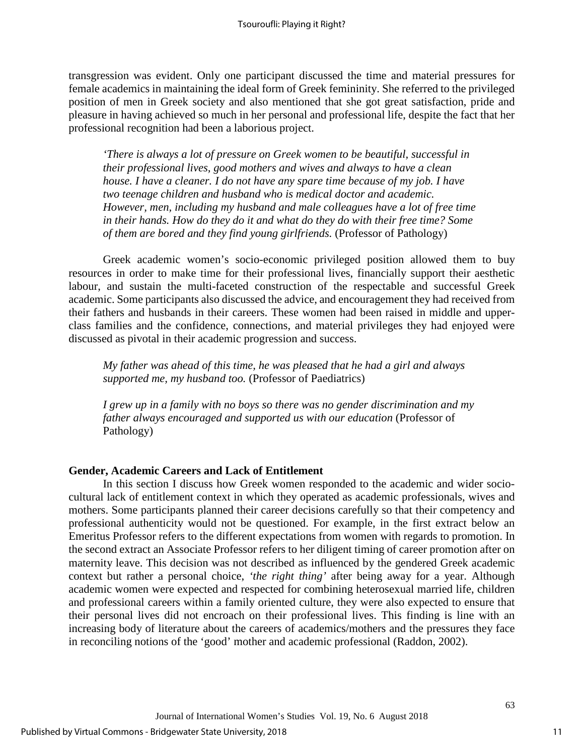transgression was evident. Only one participant discussed the time and material pressures for female academics in maintaining the ideal form of Greek femininity. She referred to the privileged position of men in Greek society and also mentioned that she got great satisfaction, pride and pleasure in having achieved so much in her personal and professional life, despite the fact that her professional recognition had been a laborious project.

> *'There is always a lot of pressure on Greek women to be beautiful, successful in their professional lives, good mothers and wives and always to have a clean house. I have a cleaner. I do not have any spare time because of my job. I have two teenage children and husband who is medical doctor and academic. However, men, including my husband and male colleagues have a lot of free time in their hands. How do they do it and what do they do with their free time? Some of them are bored and they find young girlfriends.* (Professor of Pathology)

Greek academic women's socio-economic privileged position allowed them to buy resources in order to make time for their professional lives, financially support their aesthetic labour, and sustain the multi-faceted construction of the respectable and successful Greek academic. Some participants also discussed the advice, and encouragement they had received from their fathers and husbands in their careers. These women had been raised in middle and upper-class families and the confidence, connections, and material privileges they had enjoyed were discussed as pivotal in their academic progression and success.

> *My father was ahead of this time, he was pleased that he had a girl and always supported me, my husband too.* (Professor of Paediatrics)

> *I grew up in a family with no boys so there was no gender discrimination and my father always encouraged and supported us with our education* (Professor of Pathology)

### Gender, Academic Careers and Lack of Entitlement

In this section I discuss how Greek women responded to the academic and wider socio-cultural lack of entitlement context in which they operated as academic professionals, wives and mothers. Some participants planned their career decisions carefully so that their competency and professional authenticity would not be questioned. For example, in the first extract below an Emeritus Professor refers to the different expectations from women with regards to promotion. In the second extract an Associate Professor refers to her diligent timing of career promotion after on maternity leave. This decision was not described as influenced by the gendered Greek academic context but rather a personal choice, '*the right thing*' after being away for a year. Although academic women were expected and respected for combining heterosexual married life, children and professional careers within a family oriented culture, they were also expected to ensure that their personal lives did not encroach on their professional lives. This finding is line with an increasing body of literature about the careers of academics/mothers and the pressures they face in reconciling notions of the 'good' mother and academic professional (Raddon, 2002).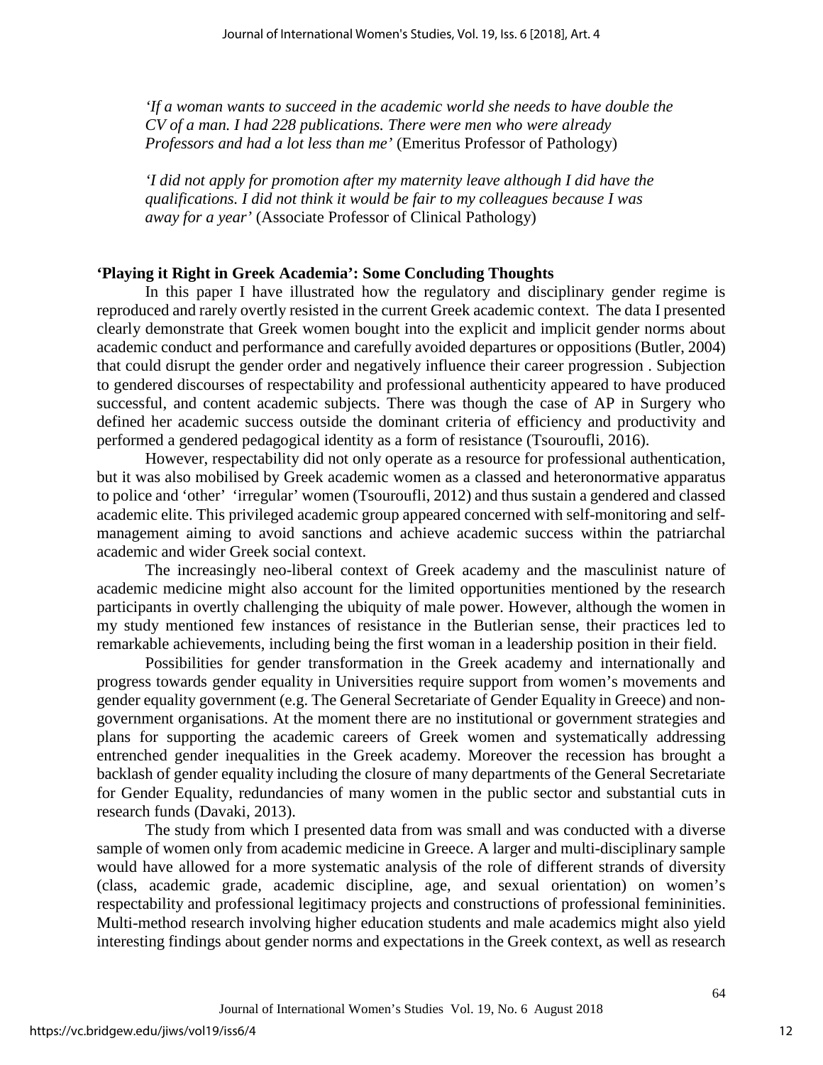*'If a woman wants to succeed in the academic world she needs to have double the CV of a man. I had 228 publications. There were men who were already Professors and had a lot less than me'* (Emeritus Professor of Pathology)

*'I did not apply for promotion after my maternity leave although I did have the qualifications. I did not think it would be fair to my colleagues because I was away for a year'* (Associate Professor of Clinical Pathology)

## 'Playing it Right in Greek Academia': Some Concluding Thoughts

In this paper I have illustrated how the regulatory and disciplinary gender regime is reproduced and rarely overtly resisted in the current Greek academic context. The data I presented clearly demonstrate that Greek women bought into the explicit and implicit gender norms about academic conduct and performance and carefully avoided departures or oppositions (Butler, 2004) that could disrupt the gender order and negatively influence their career progression . Subjection to gendered discourses of respectability and professional authenticity appeared to have produced successful, and content academic subjects. There was though the case of AP in Surgery who defined her academic success outside the dominant criteria of efficiency and productivity and performed a gendered pedagogical identity as a form of resistance (Tsouroufli, 2016).

However, respectability did not only operate as a resource for professional authentication, but it was also mobilised by Greek academic women as a classed and heteronormative apparatus to police and 'other' 'irregular' women (Tsouroufli, 2012) and thus sustain a gendered and classed academic elite. This privileged academic group appeared concerned with self-monitoring and self-management aiming to avoid sanctions and achieve academic success within the patriarchal academic and wider Greek social context.

The increasingly neo-liberal context of Greek academy and the masculinist nature of academic medicine might also account for the limited opportunities mentioned by the research participants in overtly challenging the ubiquity of male power. However, although the women in my study mentioned few instances of resistance in the Butlerian sense, their practices led to remarkable achievements, including being the first woman in a leadership position in their field.

Possibilities for gender transformation in the Greek academy and internationally and progress towards gender equality in Universities require support from women's movements and gender equality government (e.g. The General Secretariate of Gender Equality in Greece) and non-government organisations. At the moment there are no institutional or government strategies and plans for supporting the academic careers of Greek women and systematically addressing entrenched gender inequalities in the Greek academy. Moreover the recession has brought a backlash of gender equality including the closure of many departments of the General Secretariate for Gender Equality, redundancies of many women in the public sector and substantial cuts in research funds (Davaki, 2013).

The study from which I presented data from was small and was conducted with a diverse sample of women only from academic medicine in Greece. A larger and multi-disciplinary sample would have allowed for a more systematic analysis of the role of different strands of diversity (class, academic grade, academic discipline, age, and sexual orientation) on women's respectability and professional legitimacy projects and constructions of professional femininities. Multi-method research involving higher education students and male academics might also yield interesting findings about gender norms and expectations in the Greek context, as well as research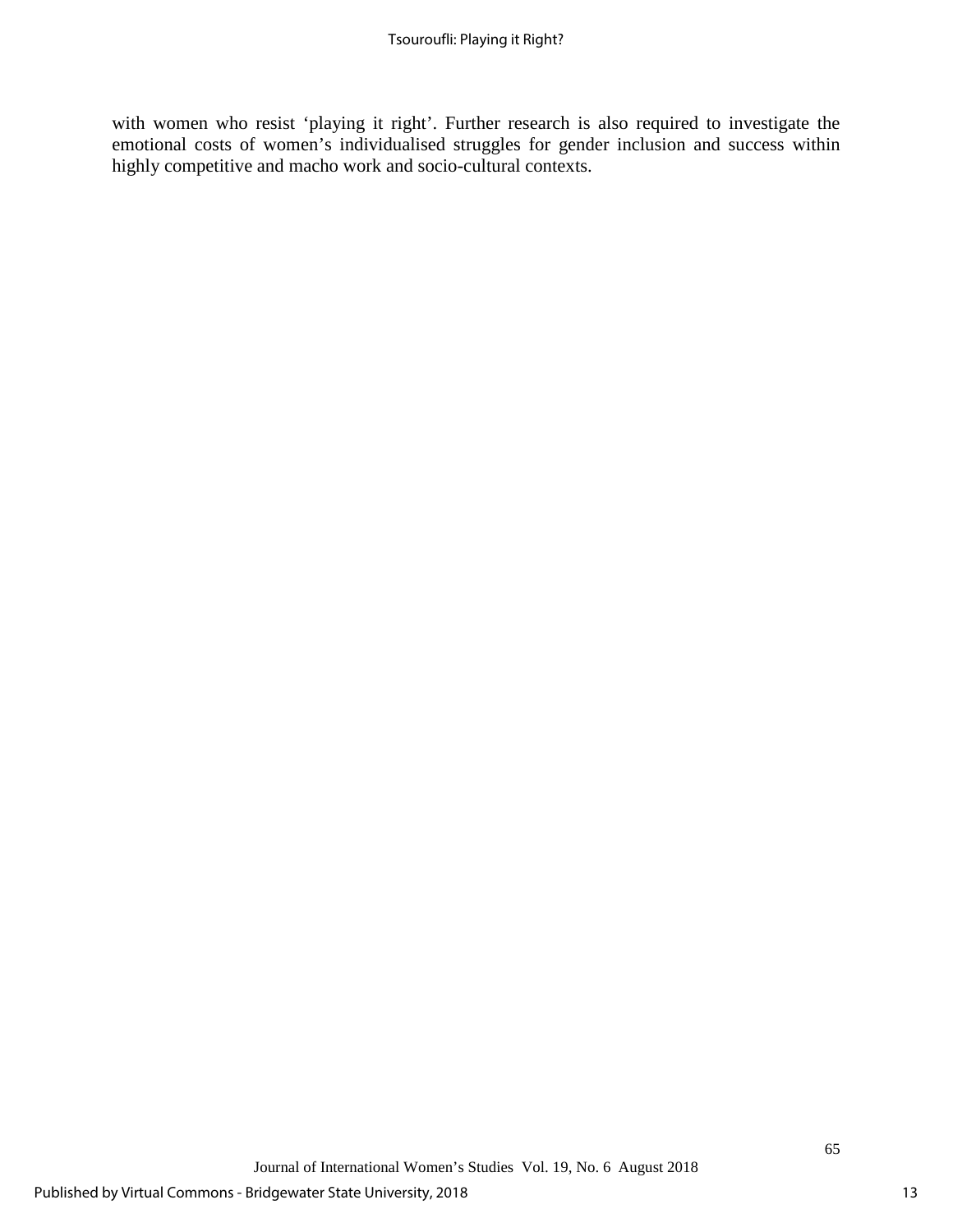with women who resist ‘playing it right’. Further research is also required to investigate the emotional costs of women’s individualised struggles for gender inclusion and success within highly competitive and macho work and socio-cultural contexts.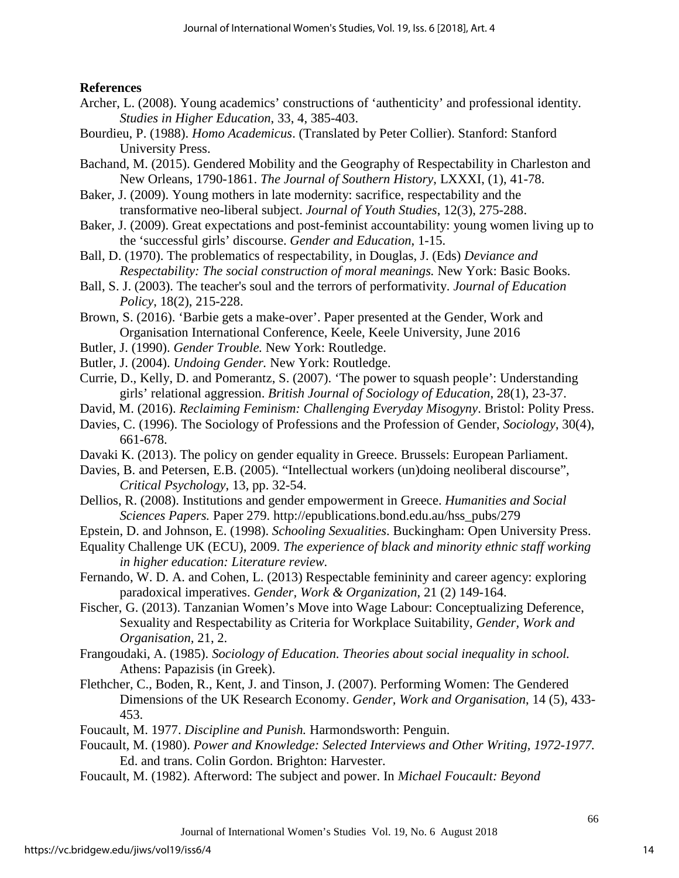**References**

Archer, L. (2008). Young academics' constructions of 'authenticity' and professional identity. *Studies in Higher Education*, 33, 4, 385-403.

Bourdieu, P. (1988). *Homo Academicus*. (Translated by Peter Collier). Stanford: Stanford University Press.

Bachand, M. (2015). Gendered Mobility and the Geography of Respectability in Charleston and New Orleans, 1790-1861. *The Journal of Southern History*, LXXXI, (1), 41-78.

Baker, J. (2009). Young mothers in late modernity: sacrifice, respectability and the transformative neo-liberal subject. *Journal of Youth Studies*, 12(3), 275-288.

Baker, J. (2009). Great expectations and post-feminist accountability: young women living up to the 'successful girls' discourse. *Gender and Education*, 1-15.

Ball, D. (1970). The problematics of respectability, in Douglas, J. (Eds) *Deviance and Respectability: The social construction of moral meanings.* New York: Basic Books.

Ball, S. J. (2003). The teacher's soul and the terrors of performativity. *Journal of Education Policy*, 18(2), 215-228.

Brown, S. (2016). 'Barbie gets a make-over'. Paper presented at the Gender, Work and Organisation International Conference, Keele, Keele University, June 2016

Butler, J. (1990). *Gender Trouble.* New York: Routledge.

Butler, J. (2004). *Undoing Gender.* New York: Routledge.

Currie, D., Kelly, D. and Pomerantz, S. (2007). 'The power to squash people': Understanding girls' relational aggression. *British Journal of Sociology of Education*, 28(1), 23-37.

David, M. (2016). *Reclaiming Feminism: Challenging Everyday Misogyny*. Bristol: Polity Press.

Davies, C. (1996). The Sociology of Professions and the Profession of Gender, *Sociology*, 30(4), 661-678.

Davaki K. (2013). The policy on gender equality in Greece. Brussels: European Parliament.

Davies, B. and Petersen, E.B. (2005). "Intellectual workers (un)doing neoliberal discourse", *Critical Psychology*, 13, pp. 32-54.

Dellios, R. (2008). Institutions and gender empowerment in Greece. *Humanities and Social Sciences Papers.* Paper 279. http://epublications.bond.edu.au/hss_pubs/279

Epstein, D. and Johnson, E. (1998). *Schooling Sexualities*. Buckingham: Open University Press.

Equality Challenge UK (ECU), 2009. *The experience of black and minority ethnic staff working in higher education: Literature review.*

Fernando, W. D. A. and Cohen, L. (2013) Respectable femininity and career agency: exploring paradoxical imperatives. *Gender, Work & Organization*, 21 (2) 149-164.

Fischer, G. (2013). Tanzanian Women's Move into Wage Labour: Conceptualizing Deference, Sexuality and Respectability as Criteria for Workplace Suitability, *Gender, Work and Organisation*, 21, 2.

Frangoudaki, A. (1985). *Sociology of Education. Theories about social inequality in school.* Athens: Papazisis (in Greek).

Flethcher, C., Boden, R., Kent, J. and Tinson, J. (2007). Performing Women: The Gendered Dimensions of the UK Research Economy. *Gender, Work and Organisation*, 14 (5), 433-453.

Foucault, M. 1977. *Discipline and Punish.* Harmondsworth: Penguin.

Foucault, M. (1980). *Power and Knowledge: Selected Interviews and Other Writing, 1972-1977.* Ed. and trans. Colin Gordon. Brighton: Harvester.

Foucault, M. (1982). Afterword: The subject and power. In *Michael Foucault: Beyond*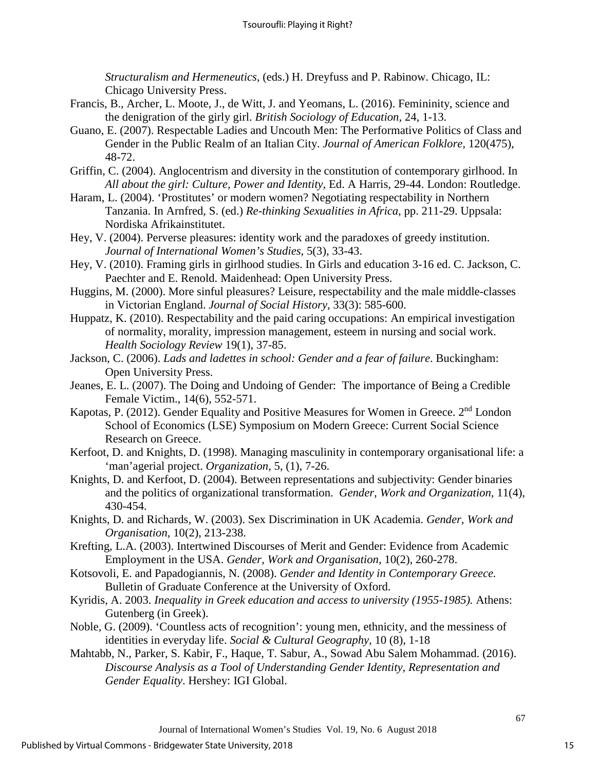*Structuralism and Hermeneutics*, (eds.) H. Dreyfuss and P. Rabinow. Chicago, IL: Chicago University Press.

Francis, B., Archer, L. Moote, J., de Witt, J. and Yeomans, L. (2016). Femininity, science and the denigration of the girly girl. *British Sociology of Education*, 24, 1-13.

Guano, E. (2007). Respectable Ladies and Uncouth Men: The Performative Politics of Class and Gender in the Public Realm of an Italian City. *Journal of American Folklore,* 120(475), 48-72.

Griffin, C. (2004). Anglocentrism and diversity in the constitution of contemporary girlhood. In *All about the girl: Culture, Power and Identity*, Ed. A Harris, 29-44. London: Routledge.

Haram, L. (2004). 'Prostitutes' or modern women? Negotiating respectability in Northern Tanzania. In Arnfred, S. (ed.) *Re-thinking Sexualities in Africa*, pp. 211-29. Uppsala: Nordiska Afrikainstitutet.

Hey, V. (2004). Perverse pleasures: identity work and the paradoxes of greedy institution. *Journal of International Women's Studies*, 5(3), 33-43.

Hey, V. (2010). Framing girls in girlhood studies. In Girls and education 3-16 ed. C. Jackson, C. Paechter and E. Renold. Maidenhead: Open University Press.

Huggins, M. (2000). More sinful pleasures? Leisure, respectability and the male middle-classes in Victorian England. *Journal of Social History*, 33(3): 585-600.

Huppatz, K. (2010). Respectability and the paid caring occupations: An empirical investigation of normality, morality, impression management, esteem in nursing and social work. *Health Sociology Review* 19(1), 37-85.

Jackson, C. (2006). *Lads and ladettes in school: Gender and a fear of failure*. Buckingham: Open University Press.

Jeanes, E. L. (2007). The Doing and Undoing of Gender: The importance of Being a Credible Female Victim., 14(6), 552-571.

Kapotas, P. (2012). Gender Equality and Positive Measures for Women in Greece. 2nd London School of Economics (LSE) Symposium on Modern Greece: Current Social Science Research on Greece.

Kerfoot, D. and Knights, D. (1998). Managing masculinity in contemporary organisational life: a 'man'agerial project. *Organization,* 5, (1), 7-26.

Knights, D. and Kerfoot, D. (2004). Between representations and subjectivity: Gender binaries and the politics of organizational transformation. *Gender, Work and Organization,* 11(4), 430-454.

Knights, D. and Richards, W. (2003). Sex Discrimination in UK Academia. *Gender, Work and Organisation,* 10(2), 213-238.

Krefting, L.A. (2003). Intertwined Discourses of Merit and Gender: Evidence from Academic Employment in the USA. *Gender, Work and Organisation*, 10(2), 260-278.

Kotsovoli, E. and Papadogiannis, N. (2008). *Gender and Identity in Contemporary Greece.* Bulletin of Graduate Conference at the University of Oxford.

Kyridis, A. 2003. *Inequality in Greek education and access to university (1955-1985).* Athens: Gutenberg (in Greek).

Noble, G. (2009). 'Countless acts of recognition': young men, ethnicity, and the messiness of identities in everyday life. *Social & Cultural Geography,* 10 (8), 1-18

Mahtabb, N., Parker, S. Kabir, F., Haque, T. Sabur, A., Sowad Abu Salem Mohammad. (2016). *Discourse Analysis as a Tool of Understanding Gender Identity, Representation and Gender Equality*. Hershey: IGI Global.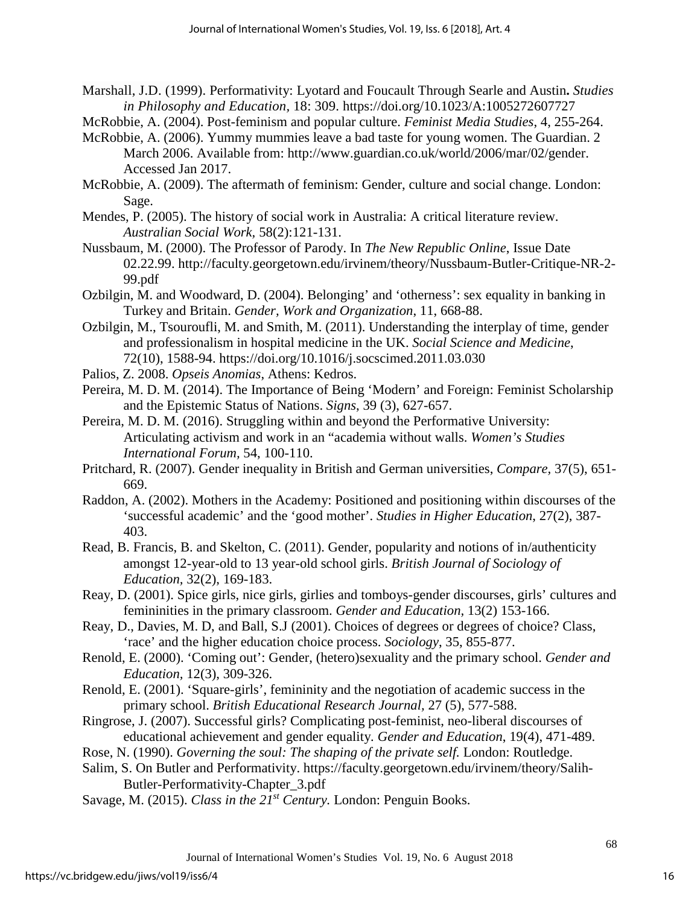Marshall, J.D. (1999). Performativity: Lyotard and Foucault Through Searle and Austin**.** *Studies in Philosophy and Education,* 18: 309. https://doi.org/10.1023/A:1005272607727

McRobbie, A. (2004). Post-feminism and popular culture. *Feminist Media Studies*, 4, 255-264.

McRobbie, A. (2006). Yummy mummies leave a bad taste for young women. The Guardian. 2 March 2006. Available from: http://www.guardian.co.uk/world/2006/mar/02/gender. Accessed Jan 2017.

McRobbie, A. (2009). The aftermath of feminism: Gender, culture and social change. London: Sage.

Mendes, P. (2005). The history of social work in Australia: A critical literature review. *Australian Social Work,* 58(2):121-131.

Nussbaum, M. (2000). The Professor of Parody. In *The New Republic Online*, Issue Date 02.22.99. http://faculty.georgetown.edu/irvinem/theory/Nussbaum-Butler-Critique-NR-2-99.pdf

Ozbilgin, M. and Woodward, D. (2004). Belonging' and 'otherness': sex equality in banking in Turkey and Britain. *Gender, Work and Organization*, 11, 668-88.

Ozbilgin, M., Tsouroufli, M. and Smith, M. (2011). Understanding the interplay of time, gender and professionalism in hospital medicine in the UK. *Social Science and Medicine*, 72(10), 1588-94. https://doi.org/10.1016/j.socscimed.2011.03.030

Palios, Z. 2008. *Opseis Anomias*, Athens: Kedros.

Pereira, M. D. M. (2014). The Importance of Being 'Modern' and Foreign: Feminist Scholarship and the Epistemic Status of Nations. *Signs*, 39 (3), 627-657.

Pereira, M. D. M. (2016). Struggling within and beyond the Performative University: Articulating activism and work in an "academia without walls. *Women's Studies International Forum,* 54, 100-110.

Pritchard, R. (2007). Gender inequality in British and German universities, *Compare,* 37(5), 651-669.

Raddon, A. (2002). Mothers in the Academy: Positioned and positioning within discourses of the 'successful academic' and the 'good mother'. *Studies in Higher Education*, 27(2), 387-403.

Read, B. Francis, B. and Skelton, C. (2011). Gender, popularity and notions of in/authenticity amongst 12-year-old to 13 year-old school girls. *British Journal of Sociology of Education,* 32(2), 169-183.

Reay, D. (2001). Spice girls, nice girls, girlies and tomboys-gender discourses, girls' cultures and femininities in the primary classroom. *Gender and Education,* 13(2) 153-166.

Reay, D., Davies, M. D, and Ball, S.J (2001). Choices of degrees or degrees of choice? Class, 'race' and the higher education choice process. *Sociology*, 35, 855-877.

Renold, E. (2000). 'Coming out': Gender, (hetero)sexuality and the primary school. *Gender and Education,* 12(3), 309-326.

Renold, E. (2001). 'Square-girls', femininity and the negotiation of academic success in the primary school. *British Educational Research Journal,* 27 (5), 577-588.

Ringrose, J. (2007). Successful girls? Complicating post-feminist, neo-liberal discourses of educational achievement and gender equality. *Gender and Education*, 19(4), 471-489.

Rose, N. (1990). *Governing the soul: The shaping of the private self.* London: Routledge.

Salim, S. On Butler and Performativity. https://faculty.georgetown.edu/irvinem/theory/Salih-Butler-Performativity-Chapter_3.pdf

Savage, M. (2015). *Class in the 21st Century.* London: Penguin Books.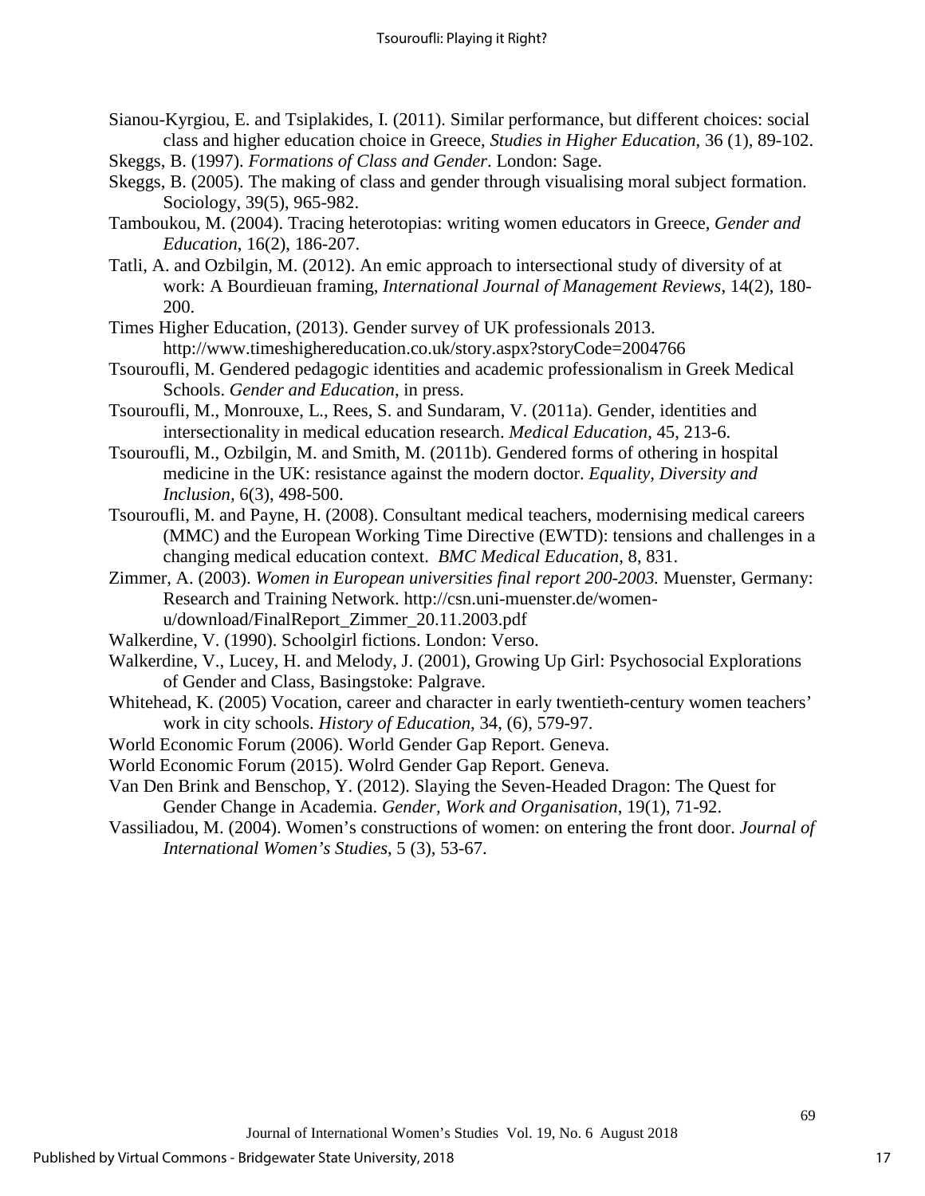Sianou-Kyrgiou, E. and Tsiplakides, I. (2011). Similar performance, but different choices: social class and higher education choice in Greece, *Studies in Higher Education*, 36 (1), 89-102.

Skeggs, B. (1997). *Formations of Class and Gender*. London: Sage.

Skeggs, B. (2005). The making of class and gender through visualising moral subject formation. Sociology, 39(5), 965-982.

Tamboukou, M. (2004). Tracing heterotopias: writing women educators in Greece, *Gender and Education*, 16(2), 186-207.

Tatli, A. and Ozbilgin, M. (2012). An emic approach to intersectional study of diversity of at work: A Bourdieuan framing, *International Journal of Management Reviews*, 14(2), 180-200.

Times Higher Education, (2013). Gender survey of UK professionals 2013. http://www.timeshighereducation.co.uk/story.aspx?storyCode=2004766

Tsouroufli, M. Gendered pedagogic identities and academic professionalism in Greek Medical Schools. *Gender and Education*, in press.

Tsouroufli, M., Monrouxe, L., Rees, S. and Sundaram, V. (2011a). Gender, identities and intersectionality in medical education research. *Medical Education*, 45, 213-6.

Tsouroufli, M., Ozbilgin, M. and Smith, M. (2011b). Gendered forms of othering in hospital medicine in the UK: resistance against the modern doctor. *Equality, Diversity and Inclusion*, 6(3), 498-500.

Tsouroufli, M. and Payne, H. (2008). Consultant medical teachers, modernising medical careers (MMC) and the European Working Time Directive (EWTD): tensions and challenges in a changing medical education context. *BMC Medical Education*, 8, 831.

Zimmer, A. (2003). *Women in European universities final report 200-2003.* Muenster, Germany: Research and Training Network. http://csn.uni-muenster.de/women-u/download/FinalReport_Zimmer_20.11.2003.pdf

Walkerdine, V. (1990). Schoolgirl fictions. London: Verso.

Walkerdine, V., Lucey, H. and Melody, J. (2001), Growing Up Girl: Psychosocial Explorations of Gender and Class, Basingstoke: Palgrave.

Whitehead, K. (2005) Vocation, career and character in early twentieth-century women teachers' work in city schools. *History of Education*, 34, (6), 579-97.

World Economic Forum (2006). World Gender Gap Report. Geneva.

World Economic Forum (2015). Wolrd Gender Gap Report. Geneva.

Van Den Brink and Benschop, Y. (2012). Slaying the Seven-Headed Dragon: The Quest for Gender Change in Academia. *Gender, Work and Organisation*, 19(1), 71-92.

Vassiliadou, M. (2004). Women's constructions of women: on entering the front door. *Journal of International Women's Studies*, 5 (3), 53-67.